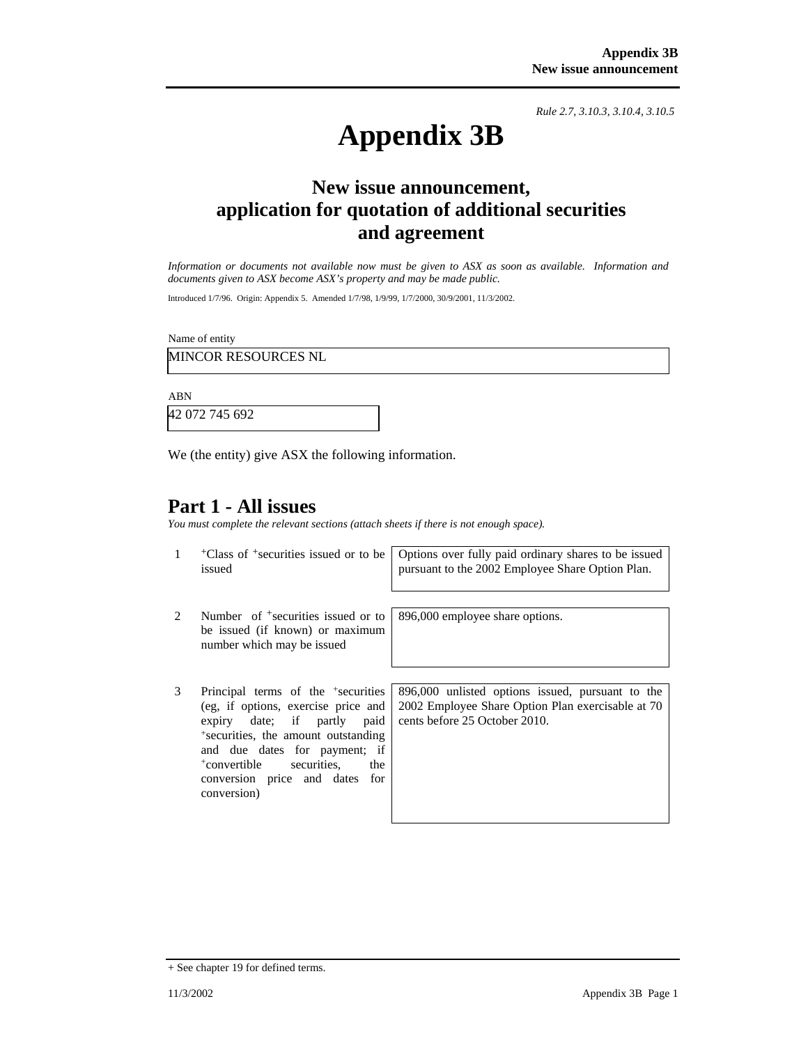*Rule 2.7, 3.10.3, 3.10.4, 3.10.5*

# Appendix 3B

## New issue announcement, application for quotation of additional securities and agreement

*Information or documents not available now must be given to ASX as soon as available. Information and documents given to ASX become ASX's property and may be made public.*

Introduced 1/7/96. Origin: Appendix 5. Amended 1/7/98, 1/9/99, 1/7/2000, 30/9/2001, 11/3/2002.

Name of entity

| MINCOR RESOURCES NL |
|---|

ABN

| 42 072 745 692 |
|---|

We (the entity) give ASX the following information.

## Part 1 - All issues

*You must complete the relevant sections (attach sheets if there is not enough space).*

| | | |
|---|---|---|
| 1 | +Class of +securities issued or to be issued | Options over fully paid ordinary shares to be issued pursuant to the 2002 Employee Share Option Plan. |
| 2 | Number of +securities issued or to be issued (if known) or maximum number which may be issued | 896,000 employee share options. |
| 3 | Principal terms of the +securities (eg, if options, exercise price and expiry date; if partly paid +securities, the amount outstanding and due dates for payment; if +convertible securities, the conversion price and dates for conversion) | 896,000 unlisted options issued, pursuant to the 2002 Employee Share Option Plan exercisable at 70 cents before 25 October 2010. |

+ See chapter 19 for defined terms.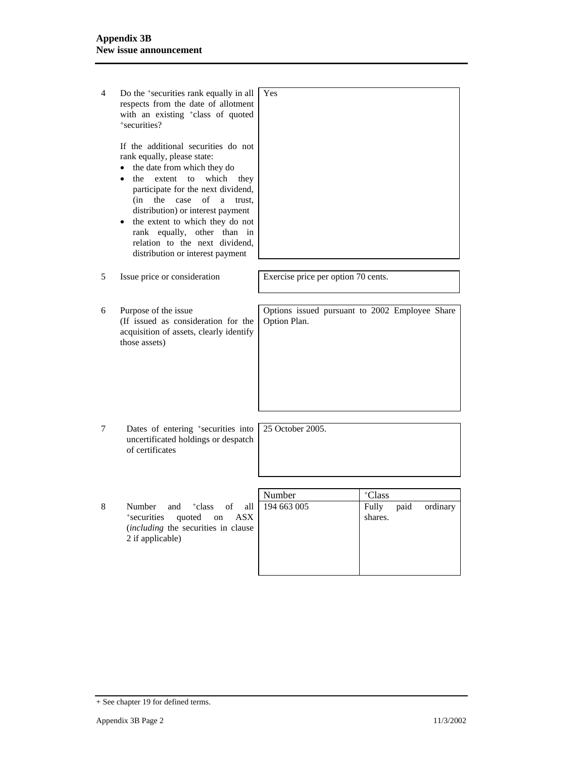| | | |
|---|---|---|
| 4 | Do the +securities rank equally in all respects from the date of allotment with an existing +class of quoted +securities?<br><br>If the additional securities do not rank equally, please state:<br>• the date from which they do<br>• the extent to which they participate for the next dividend, (in the case of a trust, distribution) or interest payment<br>• the extent to which they do not rank equally, other than in relation to the next dividend, distribution or interest payment | Yes |
| 5 | Issue price or consideration | Exercise price per option 70 cents. |
| 6 | Purpose of the issue<br>(If issued as consideration for the acquisition of assets, clearly identify those assets) | Options issued pursuant to 2002 Employee Share Option Plan. |
| 7 | Dates of entering +securities into uncertificated holdings or despatch of certificates | 25 October 2005. |

| | | Number | +Class |
|---|---|---|---|
| 8 | Number and +class of all +securities quoted on ASX (*including* the securities in clause 2 if applicable) | 194 663 005 | Fully paid ordinary shares. |

+ See chapter 19 for defined terms.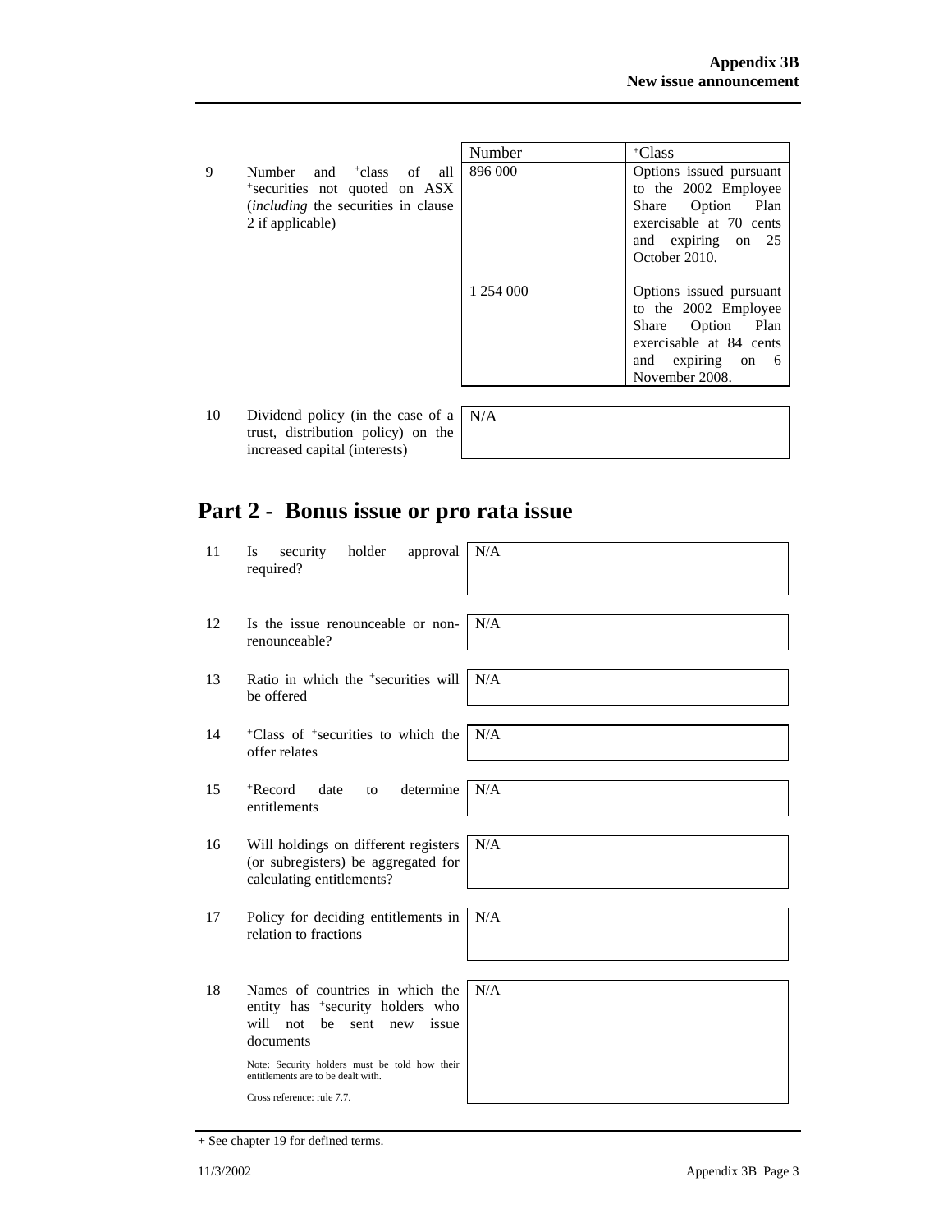| | | Number | +Class |
|---|---|---|---|
| 9 | Number and +class of all +securities not quoted on ASX (*including* the securities in clause 2 if applicable) | 896 000 | Options issued pursuant to the 2002 Employee Share Option Plan exercisable at 70 cents and expiring on 25 October 2010. |
| | | 1 254 000 | Options issued pursuant to the 2002 Employee Share Option Plan exercisable at 84 cents and expiring on 6 November 2008. |

| | | |
|---|---|---|
| 10 | Dividend policy (in the case of a trust, distribution policy) on the increased capital (interests) | N/A |

## Part 2 - Bonus issue or pro rata issue

| | | |
|---|---|---|
| 11 | Is security holder approval required? | N/A |
| 12 | Is the issue renounceable or non-renounceable? | N/A |
| 13 | Ratio in which the +securities will be offered | N/A |
| 14 | +Class of +securities to which the offer relates | N/A |
| 15 | +Record date to determine entitlements | N/A |
| 16 | Will holdings on different registers (or subregisters) be aggregated for calculating entitlements? | N/A |
| 17 | Policy for deciding entitlements in relation to fractions | N/A |
| 18 | Names of countries in which the entity has +security holders who will not be sent new issue documents<br><br>Note: Security holders must be told how their entitlements are to be dealt with.<br><br>Cross reference: rule 7.7. | N/A |

+ See chapter 19 for defined terms.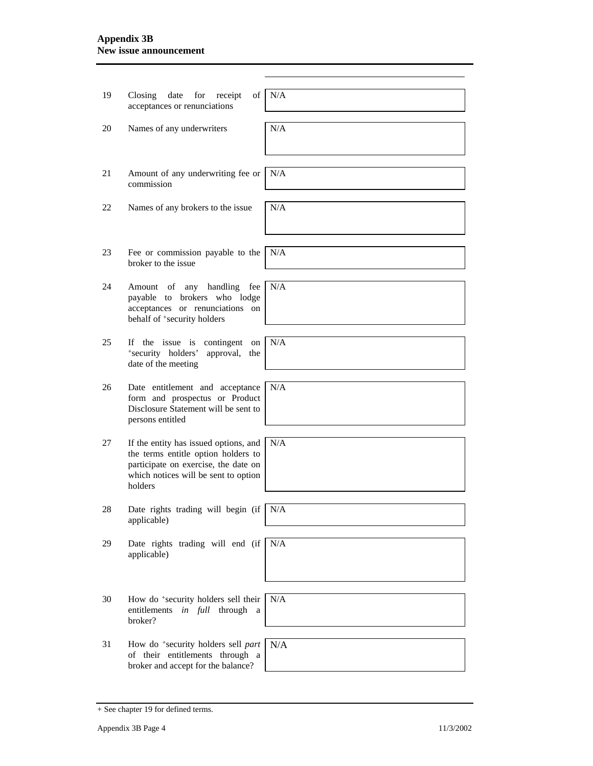| | | |
|---|---|---|
| 19 | Closing date for receipt of acceptances or renunciations | N/A |
| 20 | Names of any underwriters | N/A |
| 21 | Amount of any underwriting fee or commission | N/A |
| 22 | Names of any brokers to the issue | N/A |
| 23 | Fee or commission payable to the broker to the issue | N/A |
| 24 | Amount of any handling fee payable to brokers who lodge acceptances or renunciations on behalf of +security holders | N/A |
| 25 | If the issue is contingent on +security holders' approval, the date of the meeting | N/A |
| 26 | Date entitlement and acceptance form and prospectus or Product Disclosure Statement will be sent to persons entitled | N/A |
| 27 | If the entity has issued options, and the terms entitle option holders to participate on exercise, the date on which notices will be sent to option holders | N/A |
| 28 | Date rights trading will begin (if applicable) | N/A |
| 29 | Date rights trading will end (if applicable) | N/A |
| 30 | How do +security holders sell their entitlements *in full* through a broker? | N/A |
| 31 | How do +security holders sell *part* of their entitlements through a broker and accept for the balance? | N/A |

+ See chapter 19 for defined terms.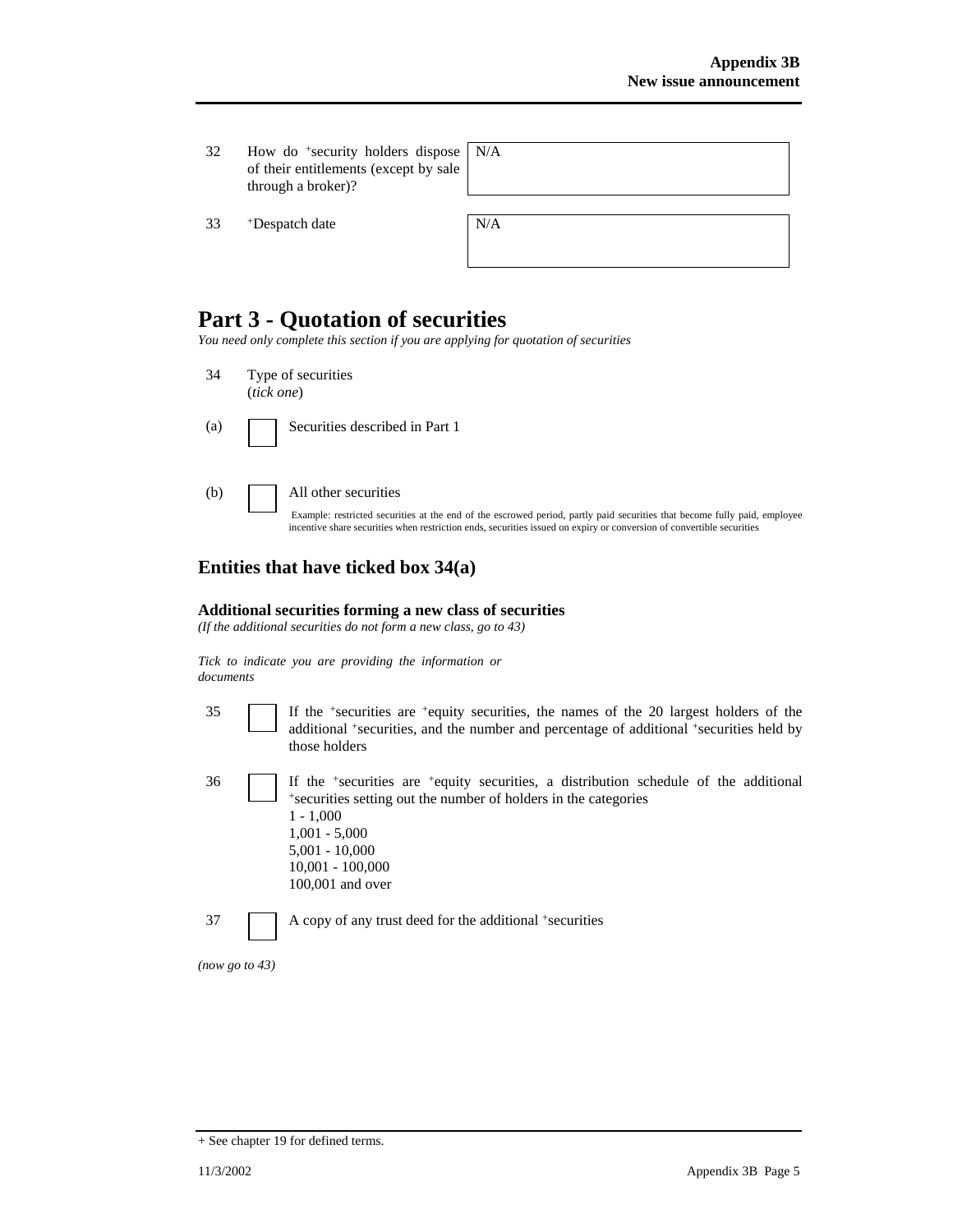| | | |
|---|---|---|
| 32 | How do +security holders dispose of their entitlements (except by sale through a broker)? | N/A |
| 33 | +Despatch date | N/A |

# Part 3 - Quotation of securities

*You need only complete this section if you are applying for quotation of securities*

34 Type of securities
(*tick one*)

(a) ☐ Securities described in Part 1

(b) ☐ All other securities

Example: restricted securities at the end of the escrowed period, partly paid securities that become fully paid, employee incentive share securities when restriction ends, securities issued on expiry or conversion of convertible securities

## Entities that have ticked box 34(a)

### Additional securities forming a new class of securities

*(If the additional securities do not form a new class, go to 43)*

*Tick to indicate you are providing the information or documents*

35 ☐ If the +securities are +equity securities, the names of the 20 largest holders of the additional +securities, and the number and percentage of additional +securities held by those holders

36 ☐ If the +securities are +equity securities, a distribution schedule of the additional +securities setting out the number of holders in the categories
1 - 1,000
1,001 - 5,000
5,001 - 10,000
10,001 - 100,000
100,001 and over

37 ☐ A copy of any trust deed for the additional +securities

*(now go to 43)*

+ See chapter 19 for defined terms.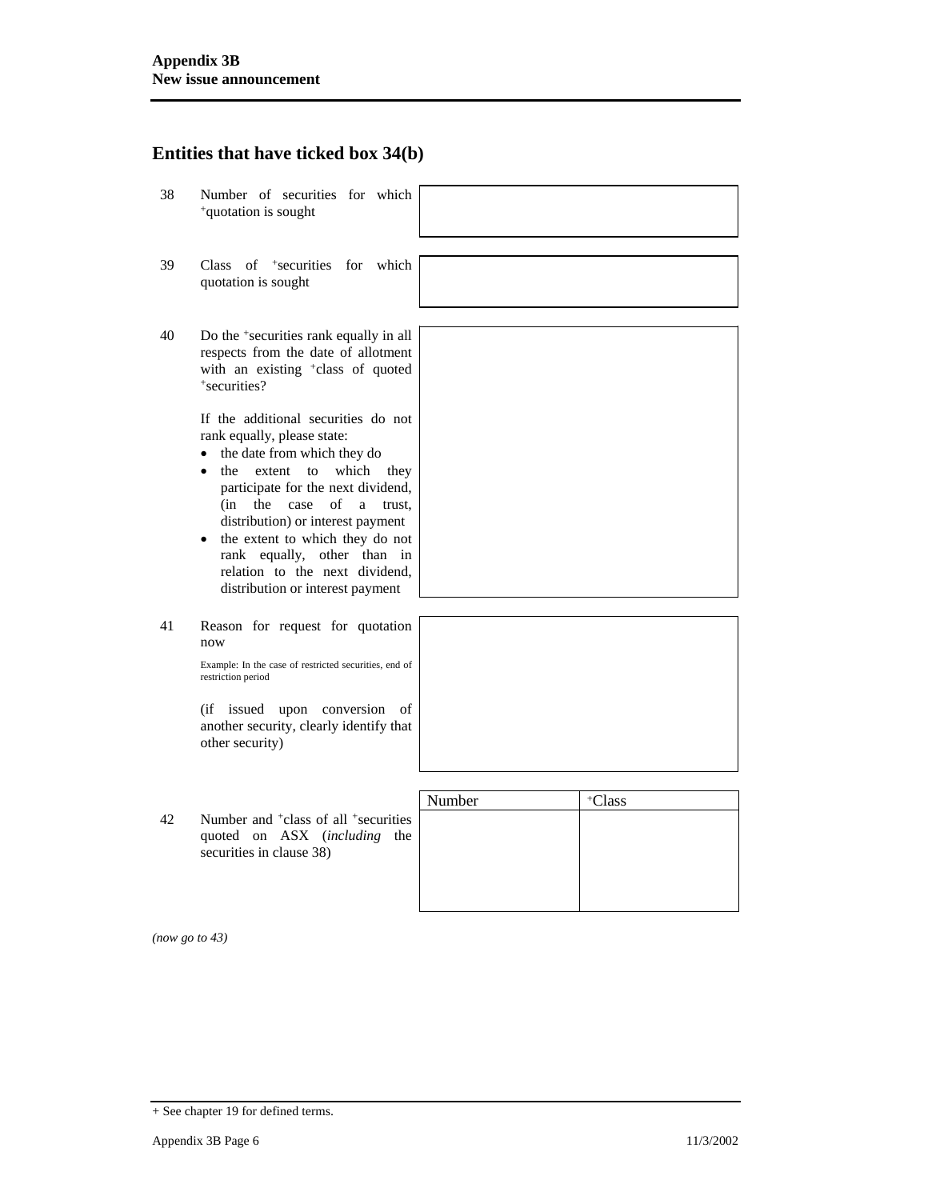## Entities that have ticked box 34(b)

| | | |
|---|---|---|
| 38 | Number of securities for which +quotation is sought | |
| 39 | Class of +securities for which quotation is sought | |
| 40 | Do the +securities rank equally in all respects from the date of allotment with an existing +class of quoted +securities?<br><br>If the additional securities do not rank equally, please state:<br>• the date from which they do<br>• the extent to which they participate for the next dividend, (in the case of a trust, distribution) or interest payment<br>• the extent to which they do not rank equally, other than in relation to the next dividend, distribution or interest payment | |
| 41 | Reason for request for quotation now<br><br>Example: In the case of restricted securities, end of restriction period<br><br>(if issued upon conversion of another security, clearly identify that other security) | |

42 Number and +class of all +securities quoted on ASX (*including* the securities in clause 38)

| Number | +Class |
|---|---|
| | |

*(now go to 43)*

+ See chapter 19 for defined terms.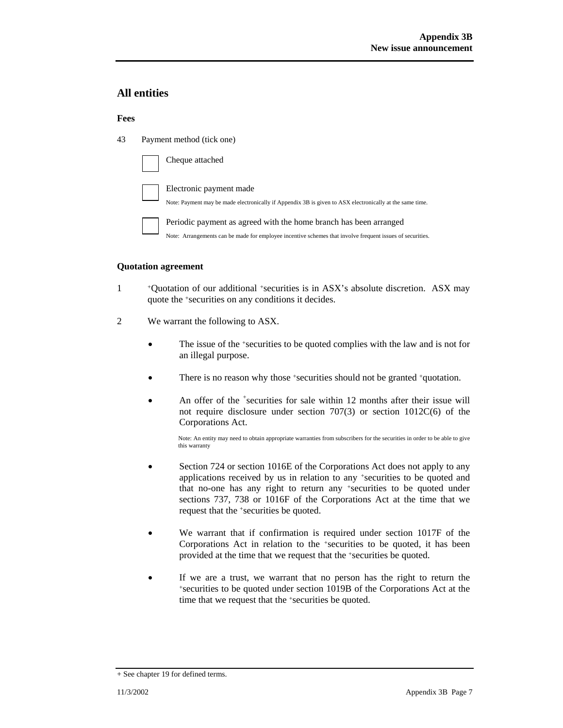## All entities

### Fees

43 Payment method (tick one)

- [ ] Cheque attached

- [ ] Electronic payment made

  Note: Payment may be made electronically if Appendix 3B is given to ASX electronically at the same time.

- [ ] Periodic payment as agreed with the home branch has been arranged

  Note: Arrangements can be made for employee incentive schemes that involve frequent issues of securities.

### Quotation agreement

1 +Quotation of our additional +securities is in ASX's absolute discretion. ASX may quote the +securities on any conditions it decides.

2 We warrant the following to ASX.

- The issue of the +securities to be quoted complies with the law and is not for an illegal purpose.

- There is no reason why those +securities should not be granted +quotation.

- An offer of the +securities for sale within 12 months after their issue will not require disclosure under section 707(3) or section 1012C(6) of the Corporations Act.

  Note: An entity may need to obtain appropriate warranties from subscribers for the securities in order to be able to give this warranty

- Section 724 or section 1016E of the Corporations Act does not apply to any applications received by us in relation to any +securities to be quoted and that no-one has any right to return any +securities to be quoted under sections 737, 738 or 1016F of the Corporations Act at the time that we request that the +securities be quoted.

- We warrant that if confirmation is required under section 1017F of the Corporations Act in relation to the +securities to be quoted, it has been provided at the time that we request that the +securities be quoted.

- If we are a trust, we warrant that no person has the right to return the +securities to be quoted under section 1019B of the Corporations Act at the time that we request that the +securities be quoted.

+ See chapter 19 for defined terms.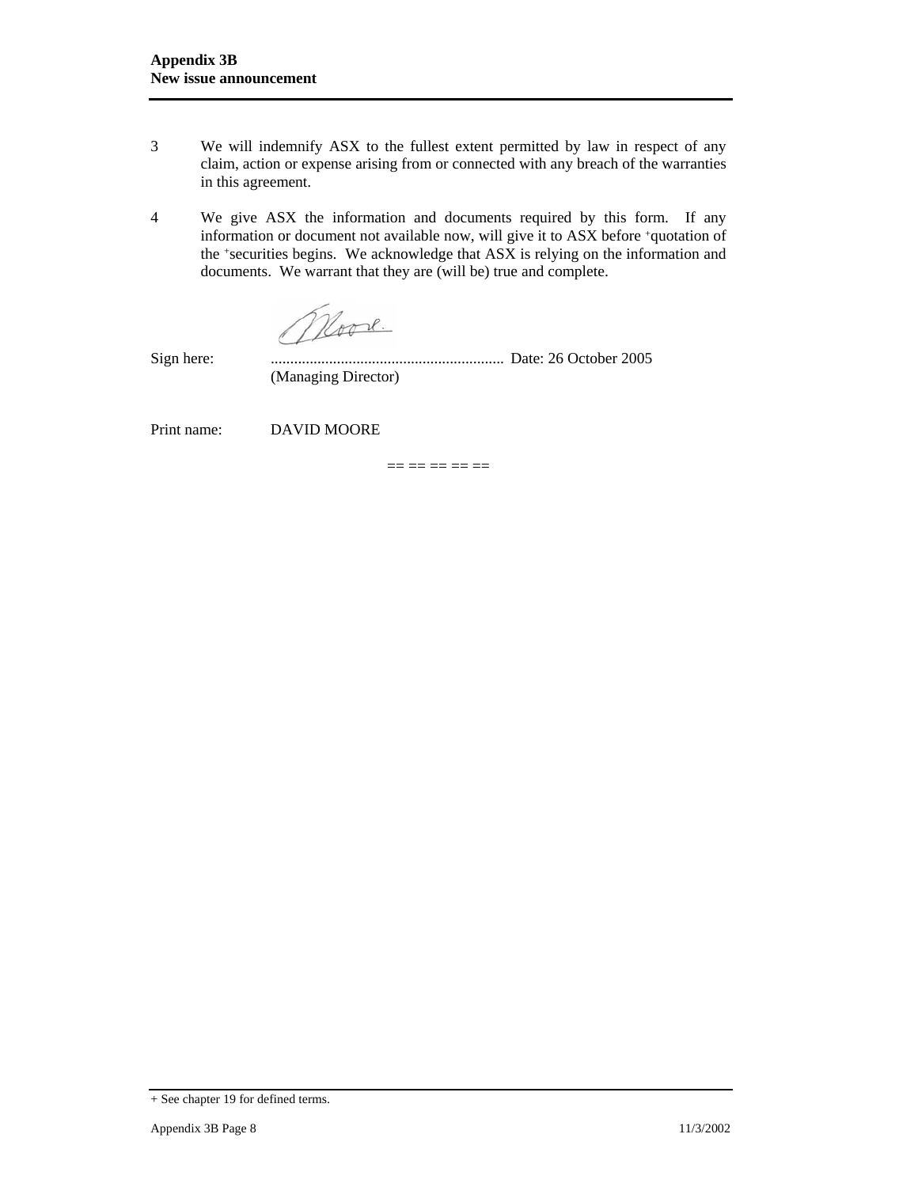3 We will indemnify ASX to the fullest extent permitted by law in respect of any claim, action or expense arising from or connected with any breach of the warranties in this agreement.

4 We give ASX the information and documents required by this form. If any information or document not available now, will give it to ASX before +quotation of the +securities begins. We acknowledge that ASX is relying on the information and documents. We warrant that they are (will be) true and complete.

Sign here: ............................................................ Date: 26 October 2005
(Managing Director)

Print name: DAVID MOORE

== == == == ==

+ See chapter 19 for defined terms.